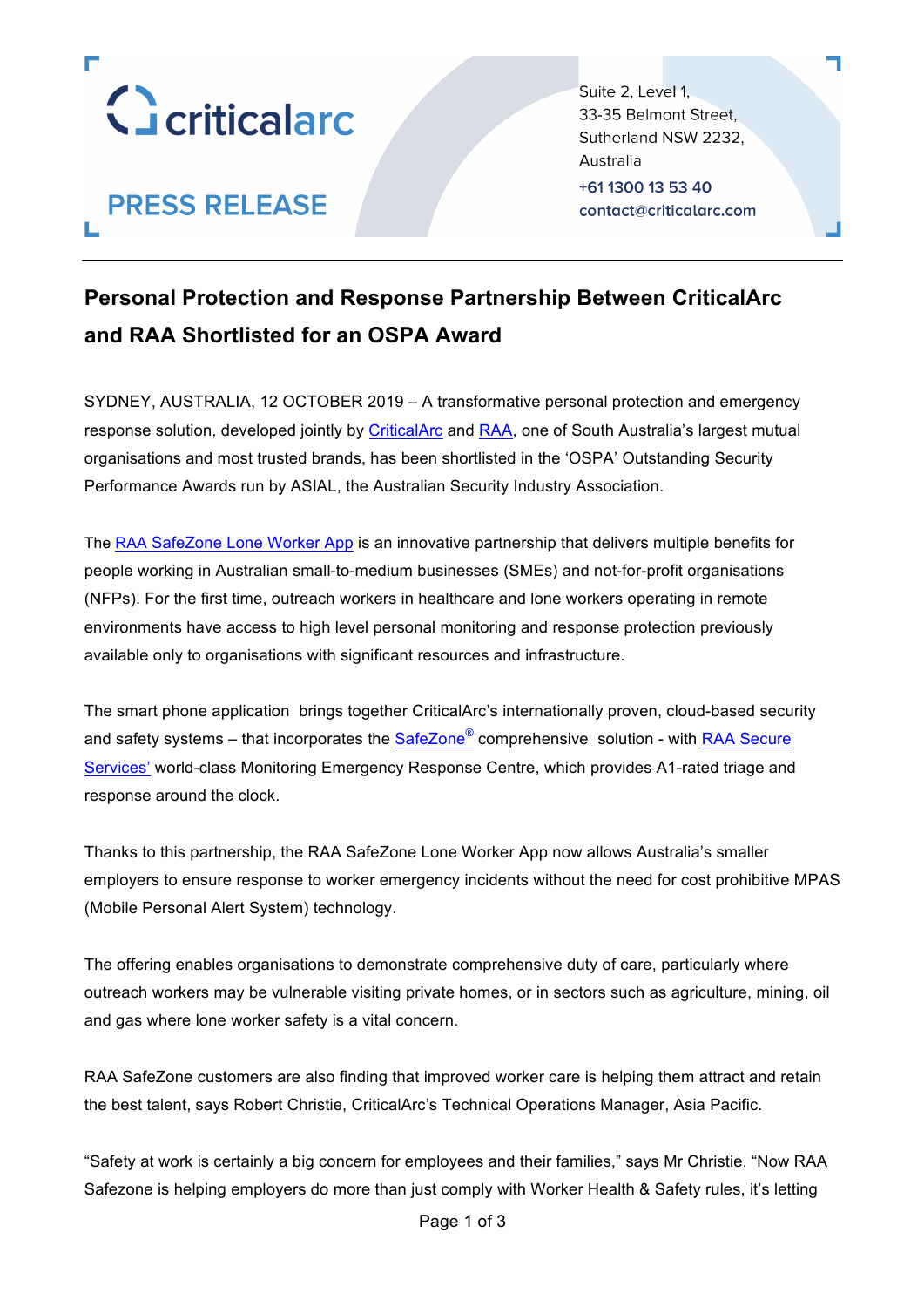criticalarc

**PRESS RELEASE**

Suite 2, Level 1,
33-35 Belmont Street,
Sutherland NSW 2232,
Australia

+61 1300 13 53 40
contact@criticalarc.com

## Personal Protection and Response Partnership Between CriticalArc and RAA Shortlisted for an OSPA Award

SYDNEY, AUSTRALIA, 12 OCTOBER 2019 – A transformative personal protection and emergency response solution, developed jointly by CriticalArc and RAA, one of South Australia's largest mutual organisations and most trusted brands, has been shortlisted in the 'OSPA' Outstanding Security Performance Awards run by ASIAL, the Australian Security Industry Association.

The RAA SafeZone Lone Worker App is an innovative partnership that delivers multiple benefits for people working in Australian small-to-medium businesses (SMEs) and not-for-profit organisations (NFPs). For the first time, outreach workers in healthcare and lone workers operating in remote environments have access to high level personal monitoring and response protection previously available only to organisations with significant resources and infrastructure.

The smart phone application brings together CriticalArc's internationally proven, cloud-based security and safety systems – that incorporates the SafeZone® comprehensive solution - with RAA Secure Services' world-class Monitoring Emergency Response Centre, which provides A1-rated triage and response around the clock.

Thanks to this partnership, the RAA SafeZone Lone Worker App now allows Australia's smaller employers to ensure response to worker emergency incidents without the need for cost prohibitive MPAS (Mobile Personal Alert System) technology.

The offering enables organisations to demonstrate comprehensive duty of care, particularly where outreach workers may be vulnerable visiting private homes, or in sectors such as agriculture, mining, oil and gas where lone worker safety is a vital concern.

RAA SafeZone customers are also finding that improved worker care is helping them attract and retain the best talent, says Robert Christie, CriticalArc's Technical Operations Manager, Asia Pacific.

"Safety at work is certainly a big concern for employees and their families," says Mr Christie. "Now RAA Safezone is helping employers do more than just comply with Worker Health & Safety rules, it's letting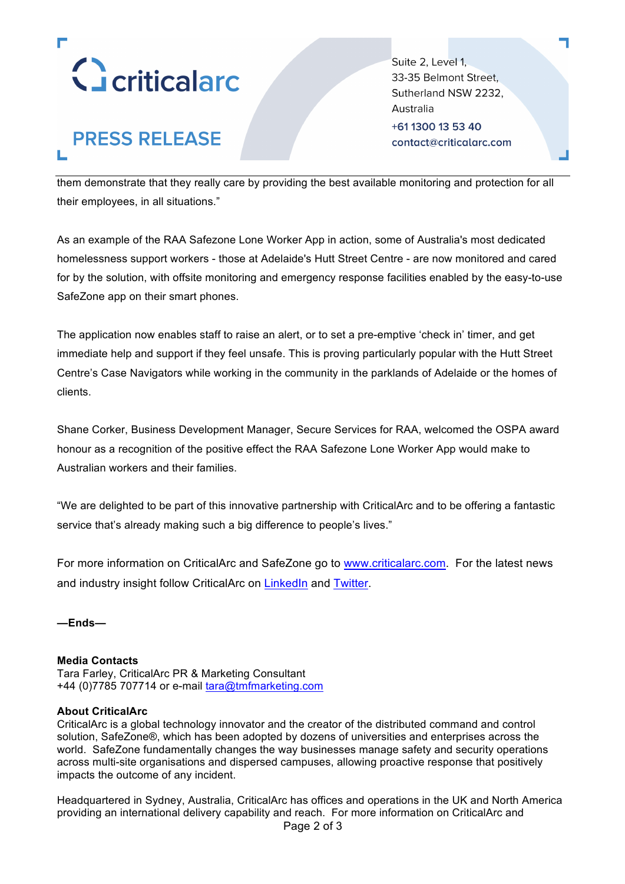them demonstrate that they really care by providing the best available monitoring and protection for all their employees, in all situations."

As an example of the RAA Safezone Lone Worker App in action, some of Australia's most dedicated homelessness support workers - those at Adelaide's Hutt Street Centre - are now monitored and cared for by the solution, with offsite monitoring and emergency response facilities enabled by the easy-to-use SafeZone app on their smart phones.

The application now enables staff to raise an alert, or to set a pre-emptive 'check in' timer, and get immediate help and support if they feel unsafe. This is proving particularly popular with the Hutt Street Centre's Case Navigators while working in the community in the parklands of Adelaide or the homes of clients.

Shane Corker, Business Development Manager, Secure Services for RAA, welcomed the OSPA award honour as a recognition of the positive effect the RAA Safezone Lone Worker App would make to Australian workers and their families.

"We are delighted to be part of this innovative partnership with CriticalArc and to be offering a fantastic service that's already making such a big difference to people's lives."

For more information on CriticalArc and SafeZone go to [www.criticalarc.com](www.criticalarc.com). For the latest news and industry insight follow CriticalArc on LinkedIn and Twitter.

**—Ends—**

**Media Contacts**
Tara Farley, CriticalArc PR & Marketing Consultant
+44 (0)7785 707714 or e-mail tara@tmfmarketing.com

**About CriticalArc**
CriticalArc is a global technology innovator and the creator of the distributed command and control solution, SafeZone®, which has been adopted by dozens of universities and enterprises across the world. SafeZone fundamentally changes the way businesses manage safety and security operations across multi-site organisations and dispersed campuses, allowing proactive response that positively impacts the outcome of any incident.

Headquartered in Sydney, Australia, CriticalArc has offices and operations in the UK and North America providing an international delivery capability and reach. For more information on CriticalArc and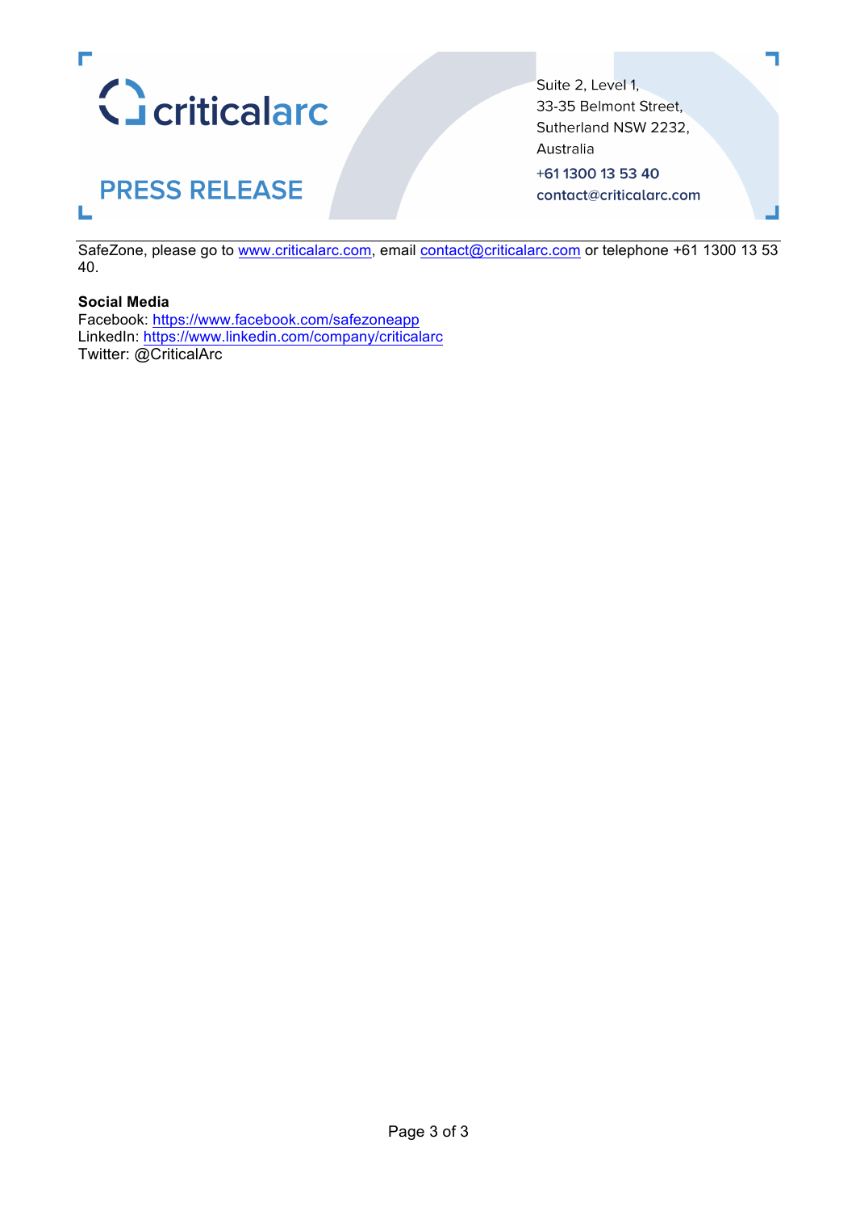SafeZone, please go to www.criticalarc.com, email contact@criticalarc.com or telephone +61 1300 13 53 40.

**Social Media**
Facebook: https://www.facebook.com/safezoneapp
LinkedIn: https://www.linkedin.com/company/criticalarc
Twitter: @CriticalArc